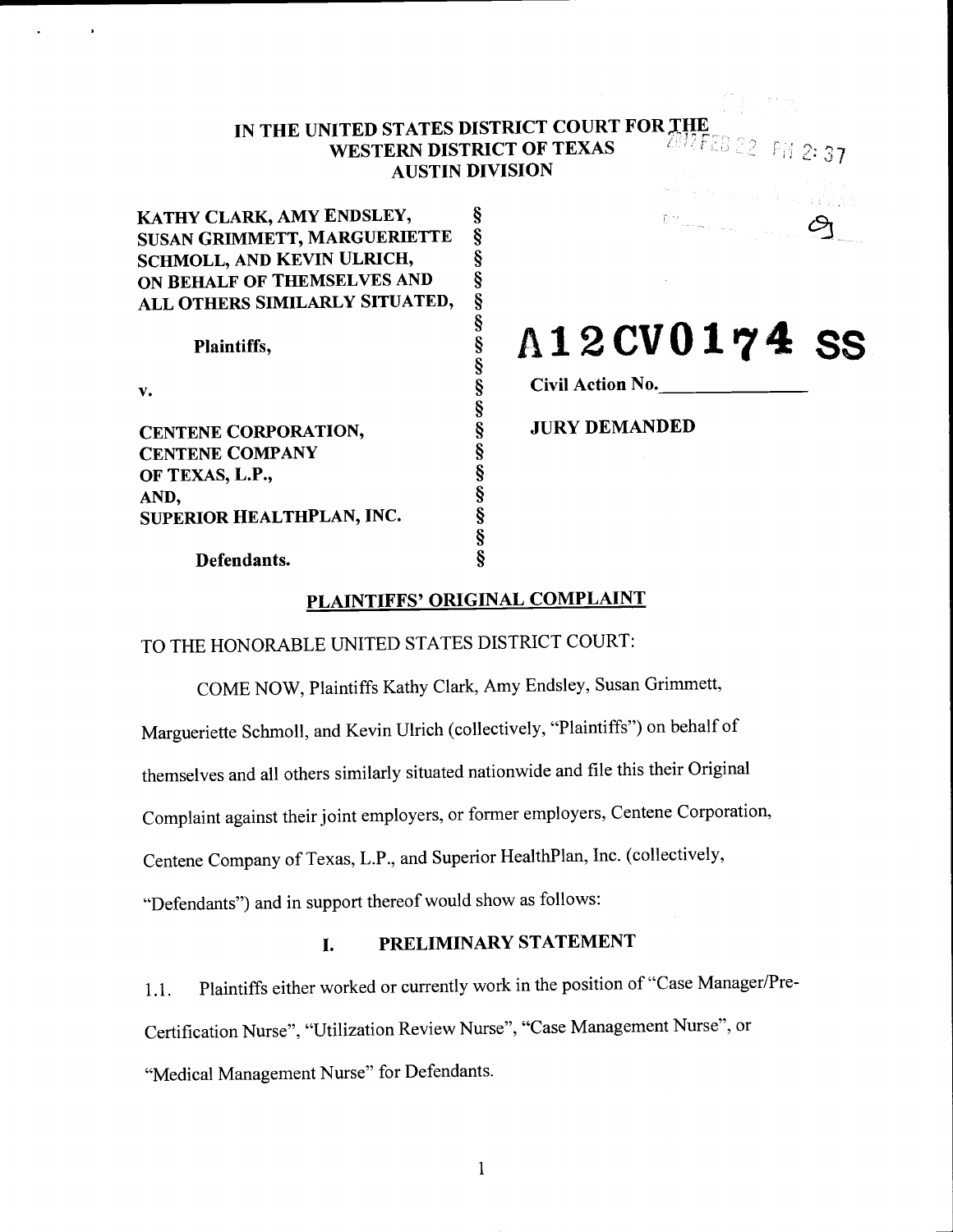IN THE UNITED STATES DISTRICT COURT FOR THE
WESTERN DISTRICT OF TEXAS
AUSTIN DIVISION

2012 FEB 22 PM 2:37

| | | |
|---|---|---|
| **KATHY CLARK, AMY ENDSLEY, SUSAN GRIMMETT, MARGUERIETTE SCHMOLL, AND KEVIN ULRICH, ON BEHALF OF THEMSELVES AND ALL OTHERS SIMILARLY SITUATED,** | § | |
| **Plaintiffs,** | § | **A12CV0174 SS** |
| | § | **Civil Action No.\_\_\_\_\_\_\_\_\_\_\_\_\_\_\_** |
| **v.** | § | |
| **CENTENE CORPORATION, CENTENE COMPANY OF TEXAS, L.P., AND, SUPERIOR HEALTHPLAN, INC.** | § | **JURY DEMANDED** |
| **Defendants.** | § | |

## PLAINTIFFS' ORIGINAL COMPLAINT

TO THE HONORABLE UNITED STATES DISTRICT COURT:

COME NOW, Plaintiffs Kathy Clark, Amy Endsley, Susan Grimmett, Margueriette Schmoll, and Kevin Ulrich (collectively, "Plaintiffs") on behalf of themselves and all others similarly situated nationwide and file this their Original Complaint against their joint employers, or former employers, Centene Corporation, Centene Company of Texas, L.P., and Superior HealthPlan, Inc. (collectively, "Defendants") and in support thereof would show as follows:

## I. PRELIMINARY STATEMENT

1.1. Plaintiffs either worked or currently work in the position of "Case Manager/Pre-Certification Nurse", "Utilization Review Nurse", "Case Management Nurse", or "Medical Management Nurse" for Defendants.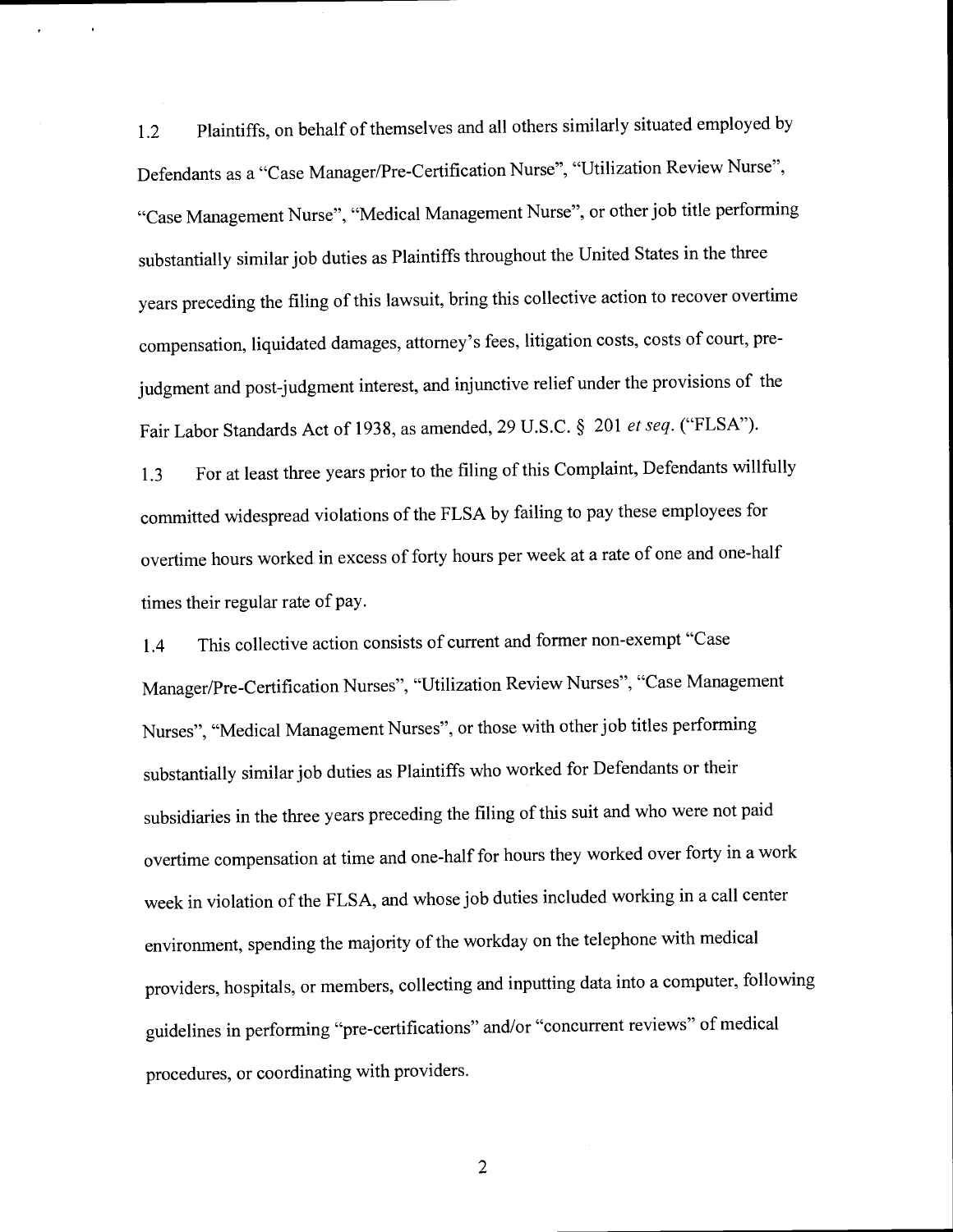1.2 Plaintiffs, on behalf of themselves and all others similarly situated employed by Defendants as a "Case Manager/Pre-Certification Nurse", "Utilization Review Nurse", "Case Management Nurse", "Medical Management Nurse", or other job title performing substantially similar job duties as Plaintiffs throughout the United States in the three years preceding the filing of this lawsuit, bring this collective action to recover overtime compensation, liquidated damages, attorney's fees, litigation costs, costs of court, pre-judgment and post-judgment interest, and injunctive relief under the provisions of the Fair Labor Standards Act of 1938, as amended, 29 U.S.C. § 201 *et seq.* ("FLSA").

1.3 For at least three years prior to the filing of this Complaint, Defendants willfully committed widespread violations of the FLSA by failing to pay these employees for overtime hours worked in excess of forty hours per week at a rate of one and one-half times their regular rate of pay.

1.4 This collective action consists of current and former non-exempt "Case Manager/Pre-Certification Nurses", "Utilization Review Nurses", "Case Management Nurses", "Medical Management Nurses", or those with other job titles performing substantially similar job duties as Plaintiffs who worked for Defendants or their subsidiaries in the three years preceding the filing of this suit and who were not paid overtime compensation at time and one-half for hours they worked over forty in a work week in violation of the FLSA, and whose job duties included working in a call center environment, spending the majority of the workday on the telephone with medical providers, hospitals, or members, collecting and inputting data into a computer, following guidelines in performing "pre-certifications" and/or "concurrent reviews" of medical procedures, or coordinating with providers.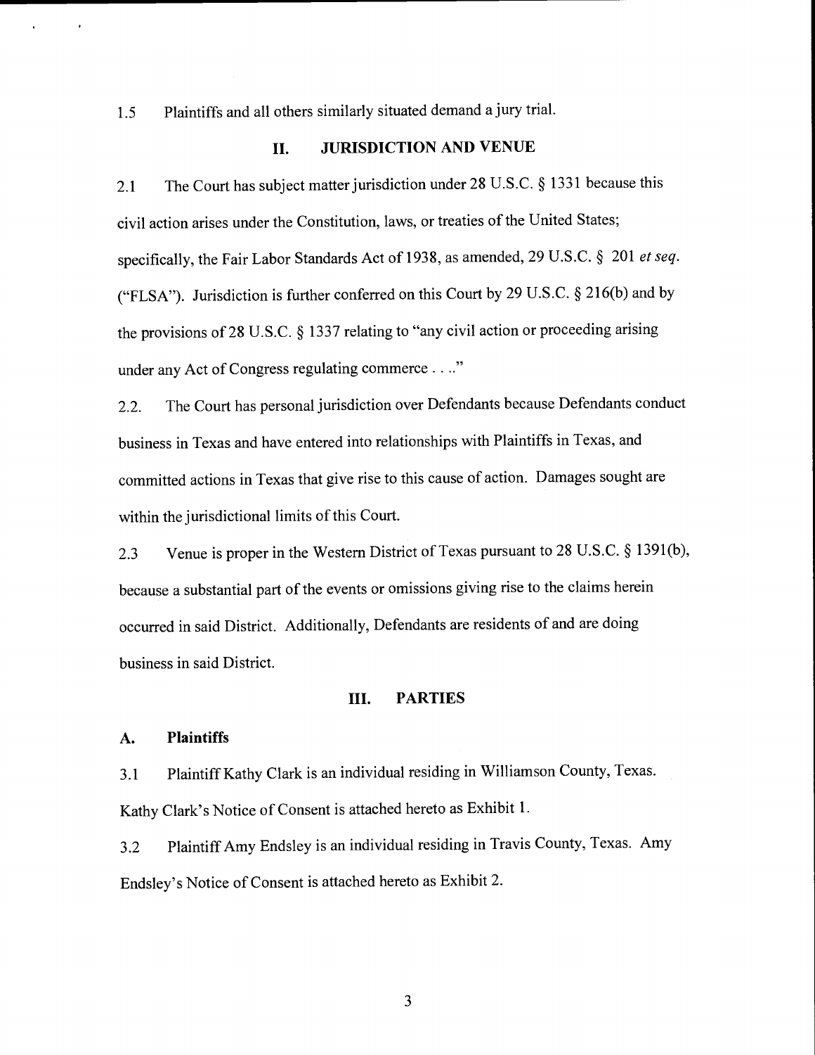1.5 Plaintiffs and all others similarly situated demand a jury trial.

## II. JURISDICTION AND VENUE

2.1 The Court has subject matter jurisdiction under 28 U.S.C. § 1331 because this civil action arises under the Constitution, laws, or treaties of the United States; specifically, the Fair Labor Standards Act of 1938, as amended, 29 U.S.C. § 201 *et seq.* ("FLSA"). Jurisdiction is further conferred on this Court by 29 U.S.C. § 216(b) and by the provisions of 28 U.S.C. § 1337 relating to "any civil action or proceeding arising under any Act of Congress regulating commerce . . .."

2.2. The Court has personal jurisdiction over Defendants because Defendants conduct business in Texas and have entered into relationships with Plaintiffs in Texas, and committed actions in Texas that give rise to this cause of action. Damages sought are within the jurisdictional limits of this Court.

2.3 Venue is proper in the Western District of Texas pursuant to 28 U.S.C. § 1391(b), because a substantial part of the events or omissions giving rise to the claims herein occurred in said District. Additionally, Defendants are residents of and are doing business in said District.

## III. PARTIES

### A. Plaintiffs

3.1 Plaintiff Kathy Clark is an individual residing in Williamson County, Texas. Kathy Clark's Notice of Consent is attached hereto as Exhibit 1.

3.2 Plaintiff Amy Endsley is an individual residing in Travis County, Texas. Amy Endsley's Notice of Consent is attached hereto as Exhibit 2.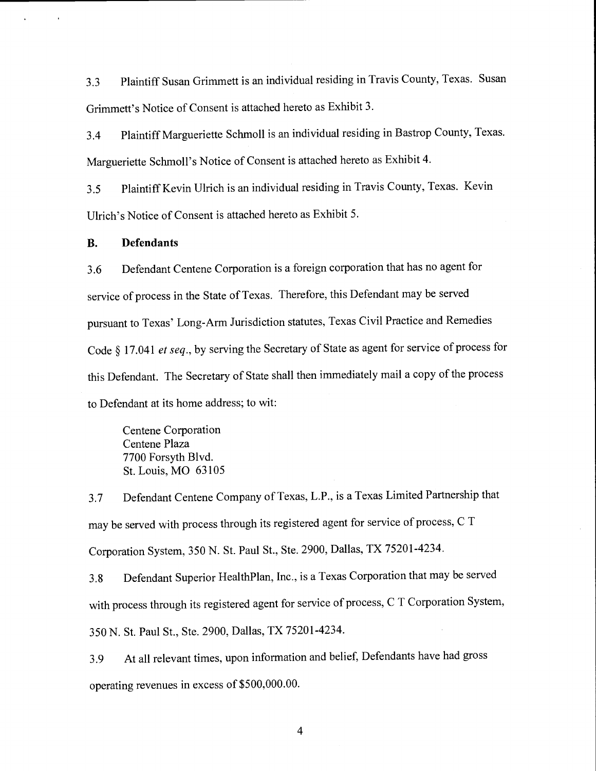3.3 Plaintiff Susan Grimmett is an individual residing in Travis County, Texas. Susan Grimmett's Notice of Consent is attached hereto as Exhibit 3.

3.4 Plaintiff Margueriette Schmoll is an individual residing in Bastrop County, Texas. Margueriette Schmoll's Notice of Consent is attached hereto as Exhibit 4.

3.5 Plaintiff Kevin Ulrich is an individual residing in Travis County, Texas. Kevin Ulrich's Notice of Consent is attached hereto as Exhibit 5.

**B. Defendants**

3.6 Defendant Centene Corporation is a foreign corporation that has no agent for service of process in the State of Texas. Therefore, this Defendant may be served pursuant to Texas' Long-Arm Jurisdiction statutes, Texas Civil Practice and Remedies Code § 17.041 *et seq.*, by serving the Secretary of State as agent for service of process for this Defendant. The Secretary of State shall then immediately mail a copy of the process to Defendant at its home address; to wit:

Centene Corporation
Centene Plaza
7700 Forsyth Blvd.
St. Louis, MO 63105

3.7 Defendant Centene Company of Texas, L.P., is a Texas Limited Partnership that may be served with process through its registered agent for service of process, C T Corporation System, 350 N. St. Paul St., Ste. 2900, Dallas, TX 75201-4234.

3.8 Defendant Superior HealthPlan, Inc., is a Texas Corporation that may be served with process through its registered agent for service of process, C T Corporation System, 350 N. St. Paul St., Ste. 2900, Dallas, TX 75201-4234.

3.9 At all relevant times, upon information and belief, Defendants have had gross operating revenues in excess of $500,000.00.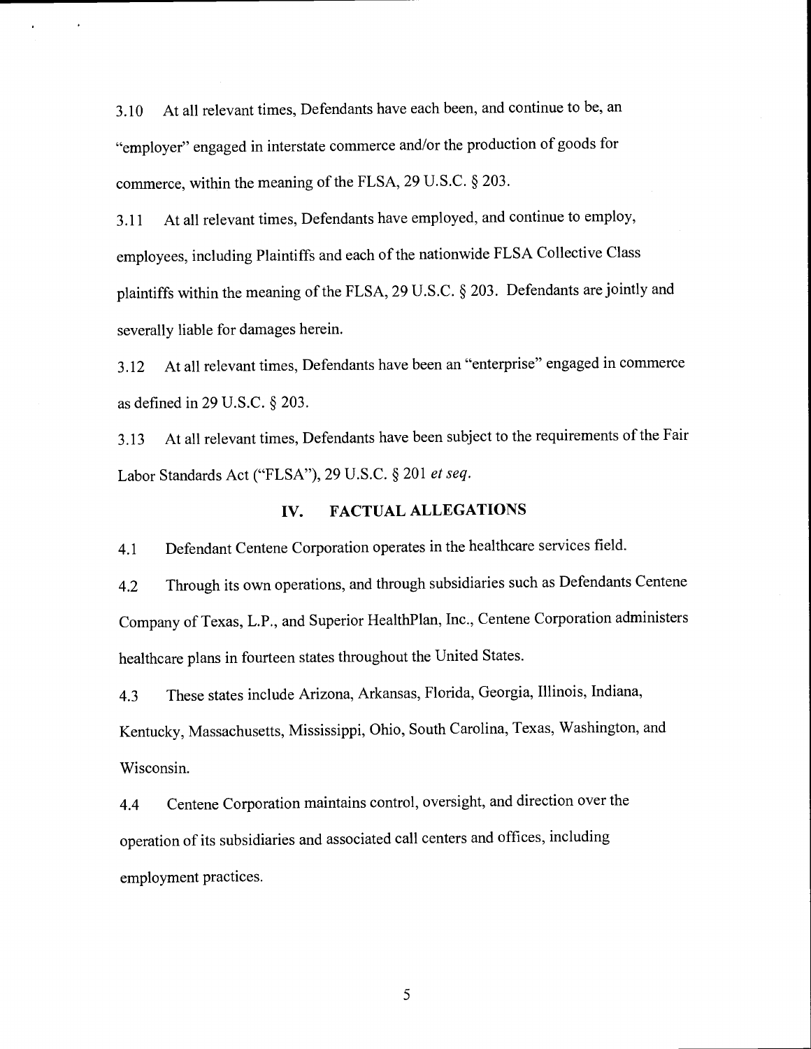3.10 At all relevant times, Defendants have each been, and continue to be, an "employer" engaged in interstate commerce and/or the production of goods for commerce, within the meaning of the FLSA, 29 U.S.C. § 203.

3.11 At all relevant times, Defendants have employed, and continue to employ, employees, including Plaintiffs and each of the nationwide FLSA Collective Class plaintiffs within the meaning of the FLSA, 29 U.S.C. § 203. Defendants are jointly and severally liable for damages herein.

3.12 At all relevant times, Defendants have been an "enterprise" engaged in commerce as defined in 29 U.S.C. § 203.

3.13 At all relevant times, Defendants have been subject to the requirements of the Fair Labor Standards Act ("FLSA"), 29 U.S.C. § 201 *et seq.*

## IV. FACTUAL ALLEGATIONS

4.1 Defendant Centene Corporation operates in the healthcare services field.

4.2 Through its own operations, and through subsidiaries such as Defendants Centene Company of Texas, L.P., and Superior HealthPlan, Inc., Centene Corporation administers healthcare plans in fourteen states throughout the United States.

4.3 These states include Arizona, Arkansas, Florida, Georgia, Illinois, Indiana, Kentucky, Massachusetts, Mississippi, Ohio, South Carolina, Texas, Washington, and Wisconsin.

4.4 Centene Corporation maintains control, oversight, and direction over the operation of its subsidiaries and associated call centers and offices, including employment practices.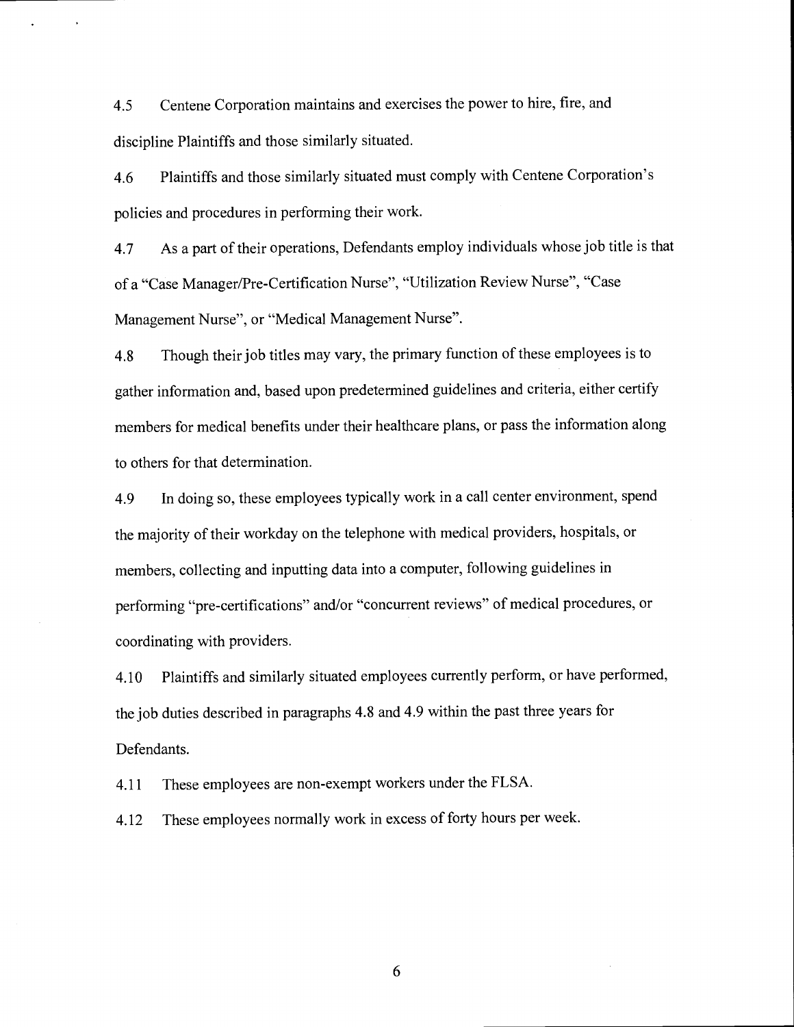4.5 Centene Corporation maintains and exercises the power to hire, fire, and discipline Plaintiffs and those similarly situated.

4.6 Plaintiffs and those similarly situated must comply with Centene Corporation's policies and procedures in performing their work.

4.7 As a part of their operations, Defendants employ individuals whose job title is that of a "Case Manager/Pre-Certification Nurse", "Utilization Review Nurse", "Case Management Nurse", or "Medical Management Nurse".

4.8 Though their job titles may vary, the primary function of these employees is to gather information and, based upon predetermined guidelines and criteria, either certify members for medical benefits under their healthcare plans, or pass the information along to others for that determination.

4.9 In doing so, these employees typically work in a call center environment, spend the majority of their workday on the telephone with medical providers, hospitals, or members, collecting and inputting data into a computer, following guidelines in performing "pre-certifications" and/or "concurrent reviews" of medical procedures, or coordinating with providers.

4.10 Plaintiffs and similarly situated employees currently perform, or have performed, the job duties described in paragraphs 4.8 and 4.9 within the past three years for Defendants.

4.11 These employees are non-exempt workers under the FLSA.

4.12 These employees normally work in excess of forty hours per week.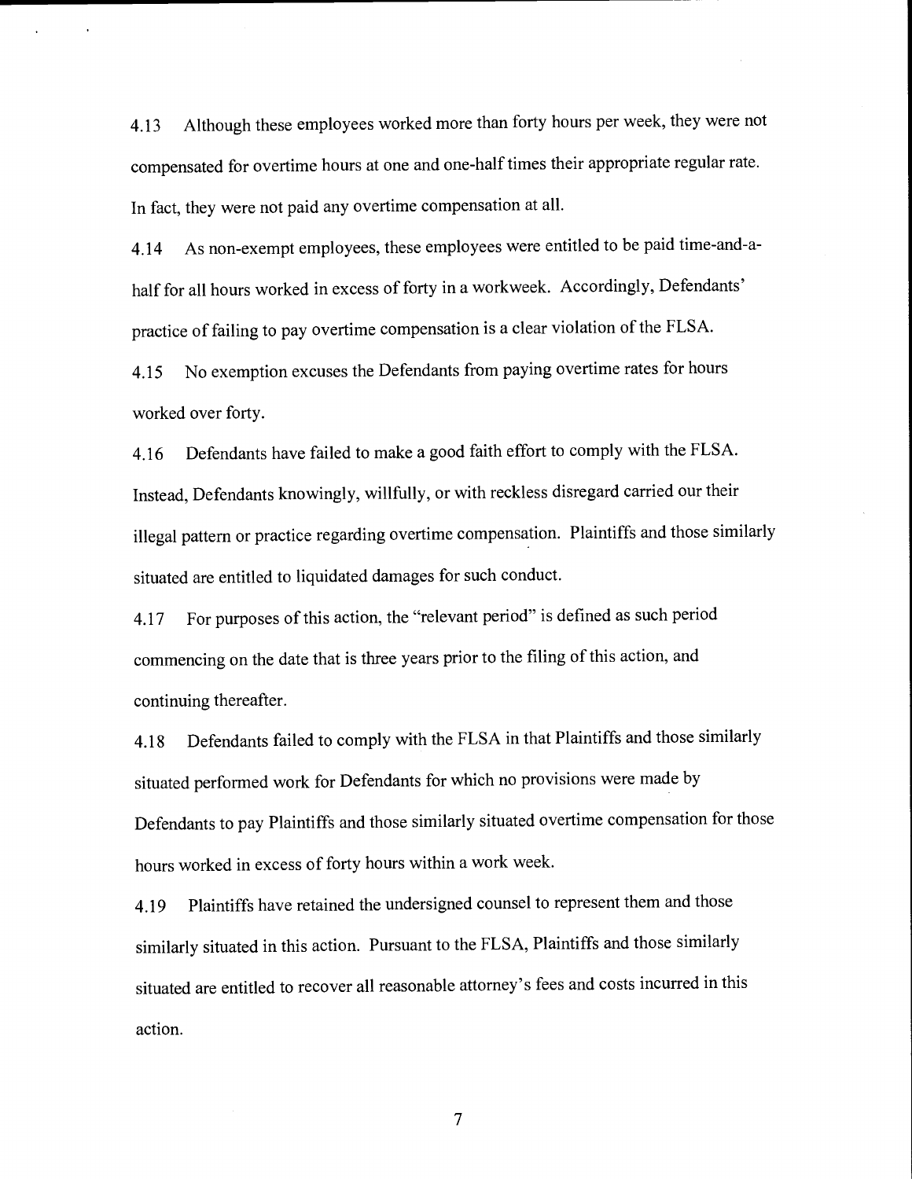4.13 Although these employees worked more than forty hours per week, they were not compensated for overtime hours at one and one-half times their appropriate regular rate. In fact, they were not paid any overtime compensation at all.

4.14 As non-exempt employees, these employees were entitled to be paid time-and-a-half for all hours worked in excess of forty in a workweek. Accordingly, Defendants' practice of failing to pay overtime compensation is a clear violation of the FLSA.

4.15 No exemption excuses the Defendants from paying overtime rates for hours worked over forty.

4.16 Defendants have failed to make a good faith effort to comply with the FLSA. Instead, Defendants knowingly, willfully, or with reckless disregard carried our their illegal pattern or practice regarding overtime compensation. Plaintiffs and those similarly situated are entitled to liquidated damages for such conduct.

4.17 For purposes of this action, the "relevant period" is defined as such period commencing on the date that is three years prior to the filing of this action, and continuing thereafter.

4.18 Defendants failed to comply with the FLSA in that Plaintiffs and those similarly situated performed work for Defendants for which no provisions were made by Defendants to pay Plaintiffs and those similarly situated overtime compensation for those hours worked in excess of forty hours within a work week.

4.19 Plaintiffs have retained the undersigned counsel to represent them and those similarly situated in this action. Pursuant to the FLSA, Plaintiffs and those similarly situated are entitled to recover all reasonable attorney's fees and costs incurred in this action.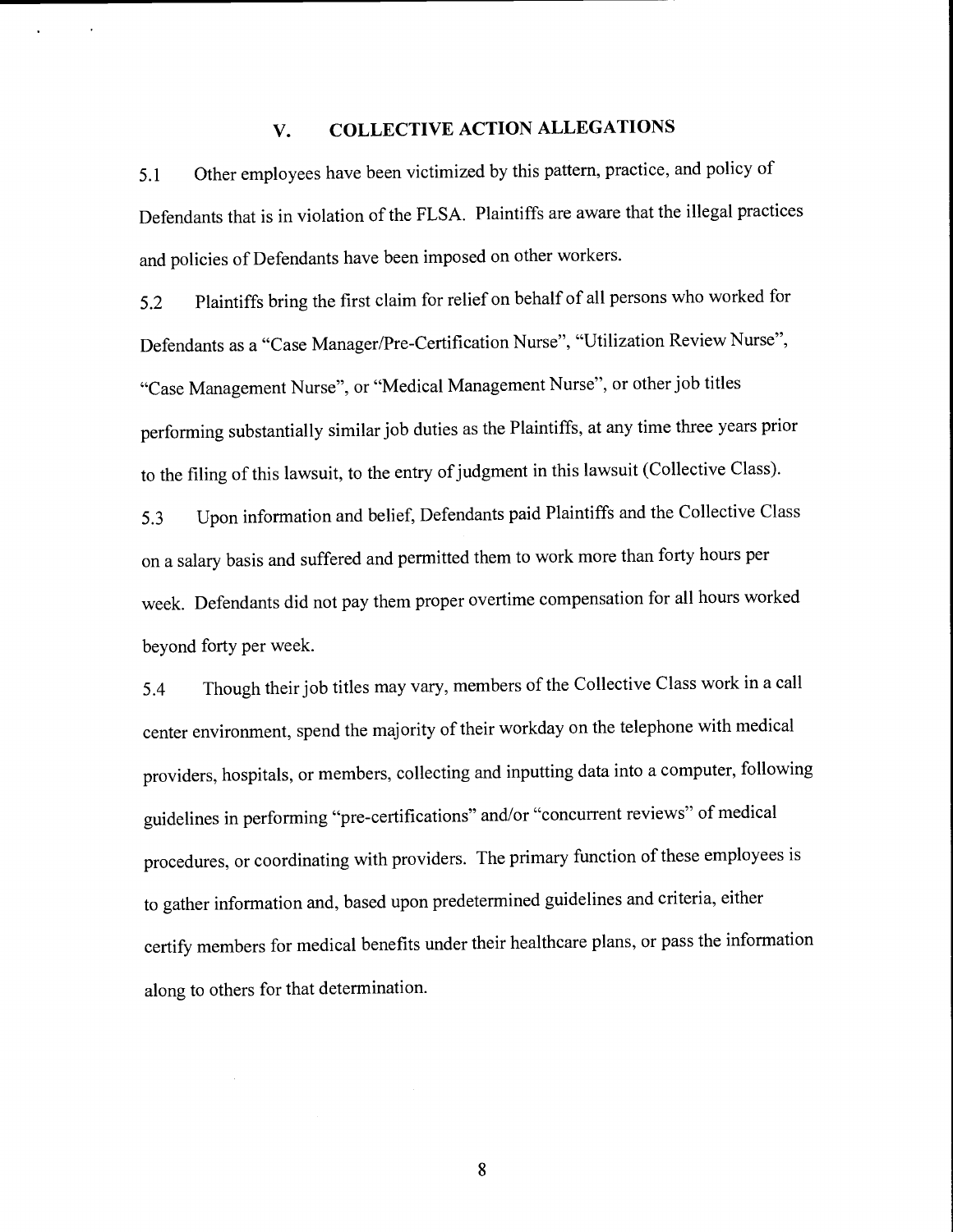## V. COLLECTIVE ACTION ALLEGATIONS

5.1 Other employees have been victimized by this pattern, practice, and policy of Defendants that is in violation of the FLSA. Plaintiffs are aware that the illegal practices and policies of Defendants have been imposed on other workers.

5.2 Plaintiffs bring the first claim for relief on behalf of all persons who worked for Defendants as a "Case Manager/Pre-Certification Nurse", "Utilization Review Nurse", "Case Management Nurse", or "Medical Management Nurse", or other job titles performing substantially similar job duties as the Plaintiffs, at any time three years prior to the filing of this lawsuit, to the entry of judgment in this lawsuit (Collective Class).

5.3 Upon information and belief, Defendants paid Plaintiffs and the Collective Class on a salary basis and suffered and permitted them to work more than forty hours per week. Defendants did not pay them proper overtime compensation for all hours worked beyond forty per week.

5.4 Though their job titles may vary, members of the Collective Class work in a call center environment, spend the majority of their workday on the telephone with medical providers, hospitals, or members, collecting and inputting data into a computer, following guidelines in performing "pre-certifications" and/or "concurrent reviews" of medical procedures, or coordinating with providers. The primary function of these employees is to gather information and, based upon predetermined guidelines and criteria, either certify members for medical benefits under their healthcare plans, or pass the information along to others for that determination.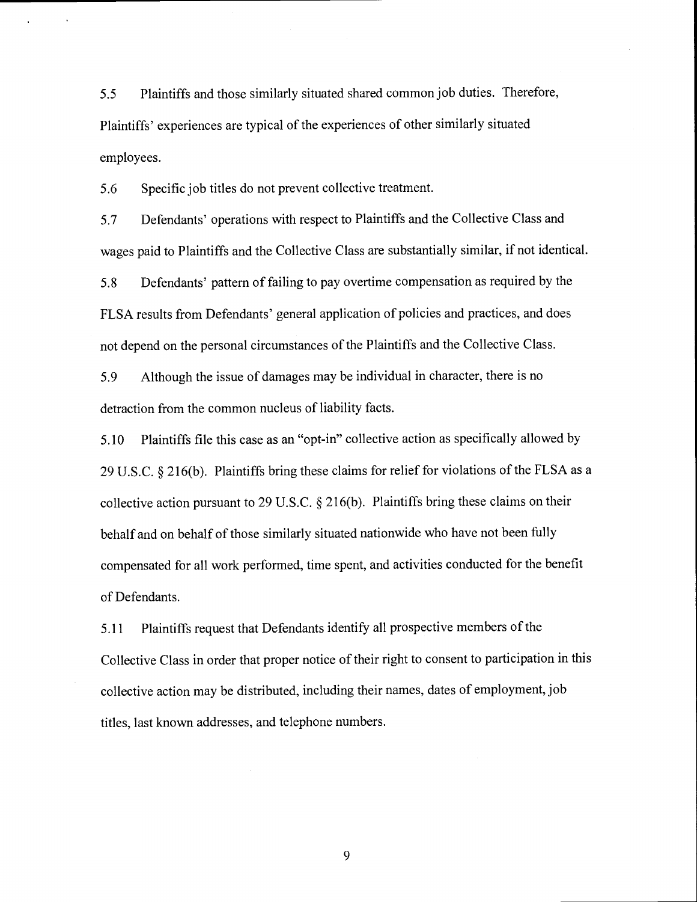5.5 Plaintiffs and those similarly situated shared common job duties. Therefore, Plaintiffs' experiences are typical of the experiences of other similarly situated employees.

5.6 Specific job titles do not prevent collective treatment.

5.7 Defendants' operations with respect to Plaintiffs and the Collective Class and wages paid to Plaintiffs and the Collective Class are substantially similar, if not identical.

5.8 Defendants' pattern of failing to pay overtime compensation as required by the FLSA results from Defendants' general application of policies and practices, and does not depend on the personal circumstances of the Plaintiffs and the Collective Class.

5.9 Although the issue of damages may be individual in character, there is no detraction from the common nucleus of liability facts.

5.10 Plaintiffs file this case as an "opt-in" collective action as specifically allowed by 29 U.S.C. § 216(b). Plaintiffs bring these claims for relief for violations of the FLSA as a collective action pursuant to 29 U.S.C. § 216(b). Plaintiffs bring these claims on their behalf and on behalf of those similarly situated nationwide who have not been fully compensated for all work performed, time spent, and activities conducted for the benefit of Defendants.

5.11 Plaintiffs request that Defendants identify all prospective members of the Collective Class in order that proper notice of their right to consent to participation in this collective action may be distributed, including their names, dates of employment, job titles, last known addresses, and telephone numbers.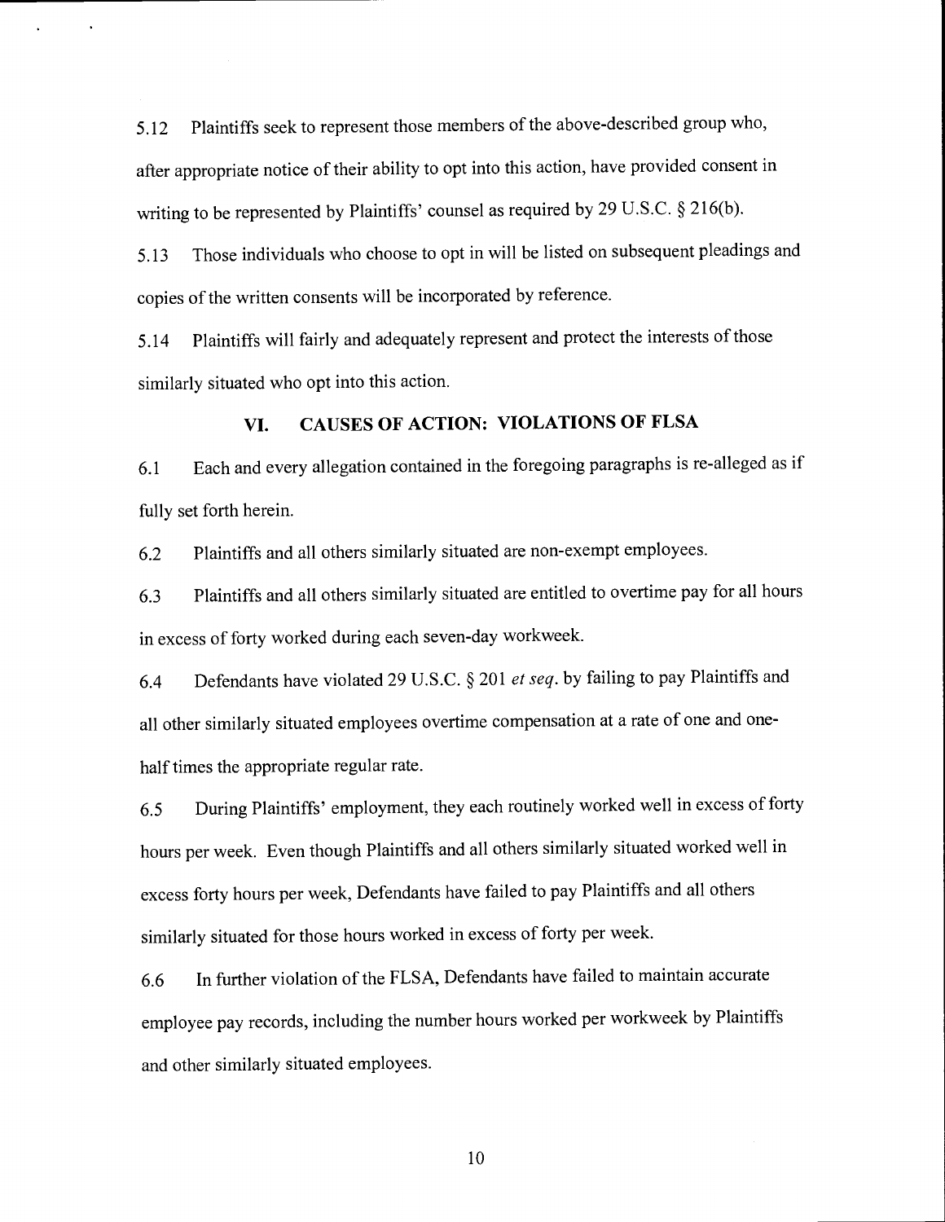5.12 Plaintiffs seek to represent those members of the above-described group who, after appropriate notice of their ability to opt into this action, have provided consent in writing to be represented by Plaintiffs' counsel as required by 29 U.S.C. § 216(b).

5.13 Those individuals who choose to opt in will be listed on subsequent pleadings and copies of the written consents will be incorporated by reference.

5.14 Plaintiffs will fairly and adequately represent and protect the interests of those similarly situated who opt into this action.

## VI. CAUSES OF ACTION: VIOLATIONS OF FLSA

6.1 Each and every allegation contained in the foregoing paragraphs is re-alleged as if fully set forth herein.

6.2 Plaintiffs and all others similarly situated are non-exempt employees.

6.3 Plaintiffs and all others similarly situated are entitled to overtime pay for all hours in excess of forty worked during each seven-day workweek.

6.4 Defendants have violated 29 U.S.C. § 201 *et seq.* by failing to pay Plaintiffs and all other similarly situated employees overtime compensation at a rate of one and one-half times the appropriate regular rate.

6.5 During Plaintiffs' employment, they each routinely worked well in excess of forty hours per week. Even though Plaintiffs and all others similarly situated worked well in excess forty hours per week, Defendants have failed to pay Plaintiffs and all others similarly situated for those hours worked in excess of forty per week.

6.6 In further violation of the FLSA, Defendants have failed to maintain accurate employee pay records, including the number hours worked per workweek by Plaintiffs and other similarly situated employees.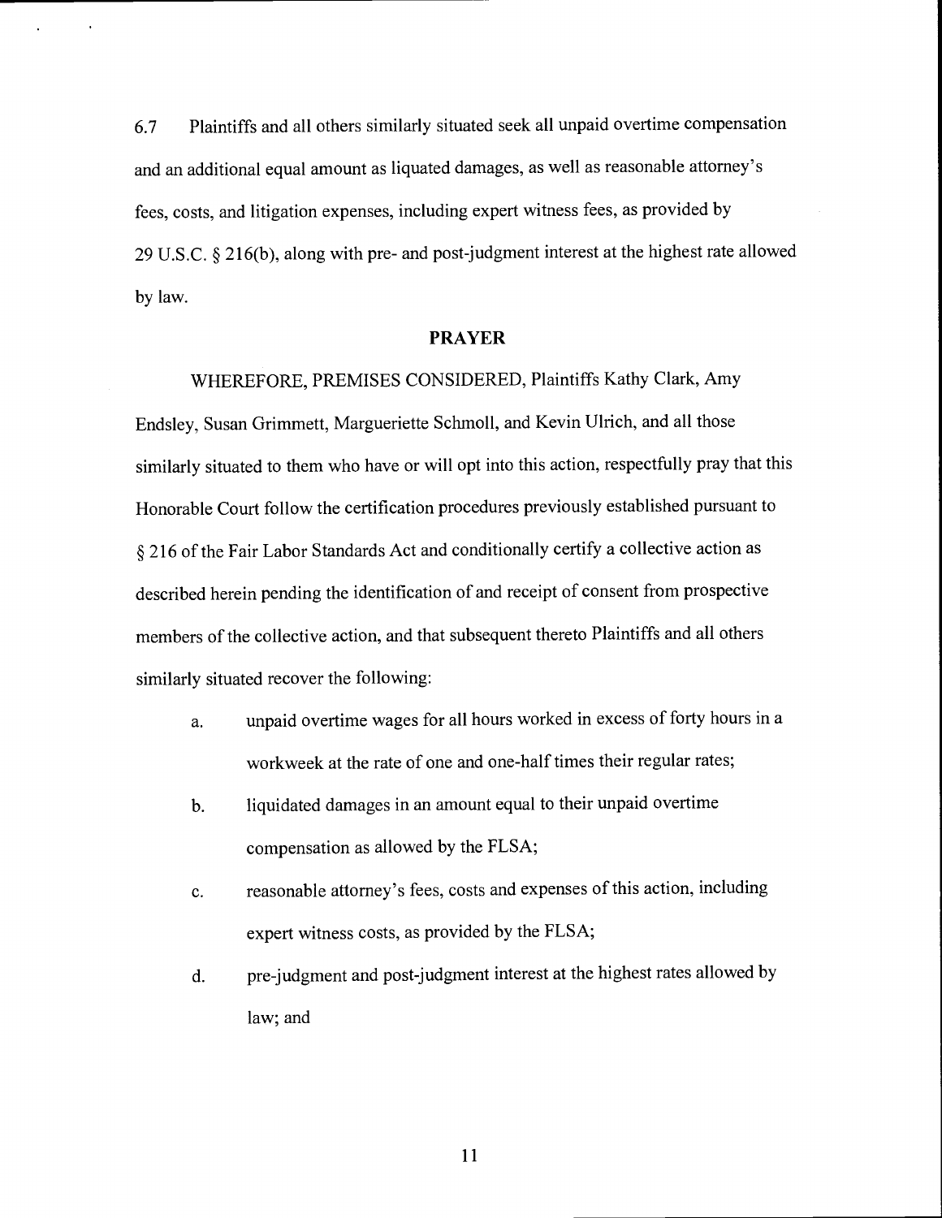6.7 Plaintiffs and all others similarly situated seek all unpaid overtime compensation and an additional equal amount as liquated damages, as well as reasonable attorney's fees, costs, and litigation expenses, including expert witness fees, as provided by 29 U.S.C. § 216(b), along with pre- and post-judgment interest at the highest rate allowed by law.

## PRAYER

WHEREFORE, PREMISES CONSIDERED, Plaintiffs Kathy Clark, Amy Endsley, Susan Grimmett, Margueriette Schmoll, and Kevin Ulrich, and all those similarly situated to them who have or will opt into this action, respectfully pray that this Honorable Court follow the certification procedures previously established pursuant to § 216 of the Fair Labor Standards Act and conditionally certify a collective action as described herein pending the identification of and receipt of consent from prospective members of the collective action, and that subsequent thereto Plaintiffs and all others similarly situated recover the following:

a. unpaid overtime wages for all hours worked in excess of forty hours in a workweek at the rate of one and one-half times their regular rates;

b. liquidated damages in an amount equal to their unpaid overtime compensation as allowed by the FLSA;

c. reasonable attorney's fees, costs and expenses of this action, including expert witness costs, as provided by the FLSA;

d. pre-judgment and post-judgment interest at the highest rates allowed by law; and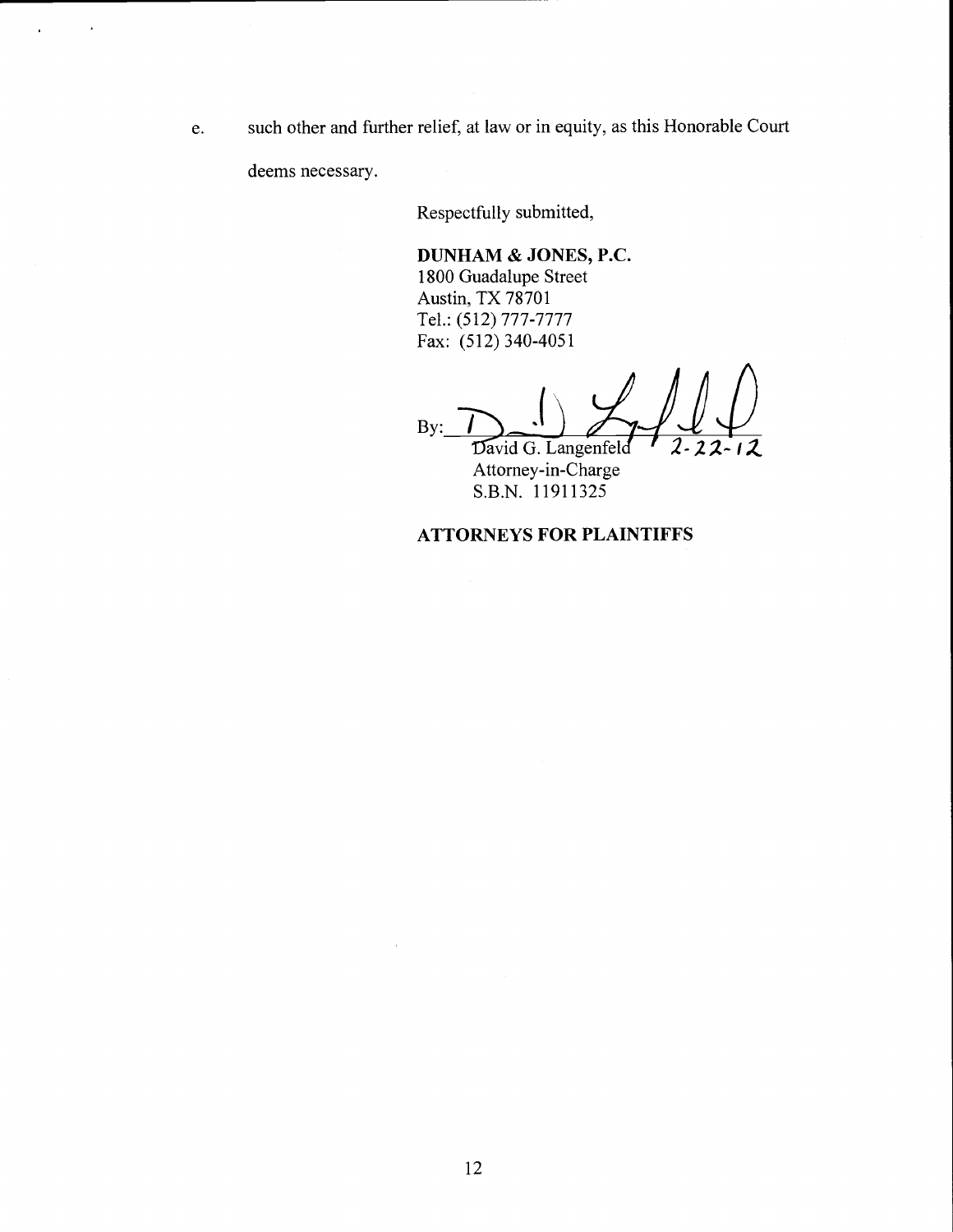e. such other and further relief, at law or in equity, as this Honorable Court deems necessary.

Respectfully submitted,

**DUNHAM & JONES, P.C.**
1800 Guadalupe Street
Austin, TX 78701
Tel.: (512) 777-7777
Fax: (512) 340-4051

By: ______________________ 2-22-12
David G. Langenfeld
Attorney-in-Charge
S.B.N. 11911325

**ATTORNEYS FOR PLAINTIFFS**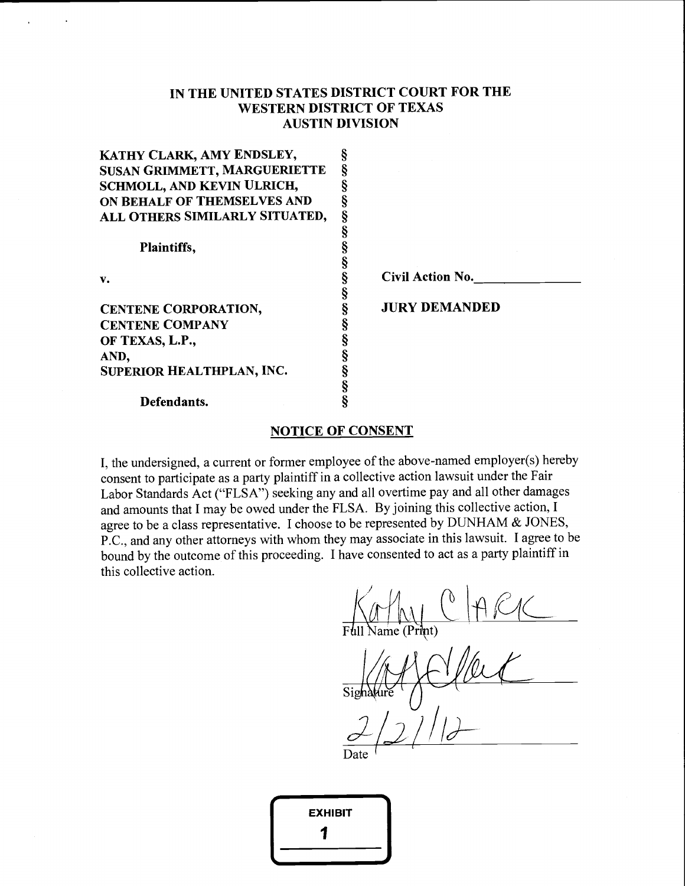# IN THE UNITED STATES DISTRICT COURT FOR THE WESTERN DISTRICT OF TEXAS AUSTIN DIVISION

| | | |
|---|---|---|
| **KATHY CLARK, AMY ENDSLEY, SUSAN GRIMMETT, MARGUERIETTE SCHMOLL, AND KEVIN ULRICH, ON BEHALF OF THEMSELVES AND ALL OTHERS SIMILARLY SITUATED,** | § | |
| **Plaintiffs,** | § | |
| **v.** | § | **Civil Action No.________________** |
| **CENTENE CORPORATION, CENTENE COMPANY OF TEXAS, L.P., AND, SUPERIOR HEALTHPLAN, INC.** | § | **JURY DEMANDED** |
| **Defendants.** | § | |

## NOTICE OF CONSENT

I, the undersigned, a current or former employee of the above-named employer(s) hereby consent to participate as a party plaintiff in a collective action lawsuit under the Fair Labor Standards Act ("FLSA") seeking any and all overtime pay and all other damages and amounts that I may be owed under the FLSA. By joining this collective action, I agree to be a class representative. I choose to be represented by DUNHAM & JONES, P.C., and any other attorneys with whom they may associate in this lawsuit. I agree to be bound by the outcome of this proceeding. I have consented to act as a party plaintiff in this collective action.

Kathy Clark
Full Name (Print)

[Signature]
Signature

2/2/12
Date

**EXHIBIT**
**1**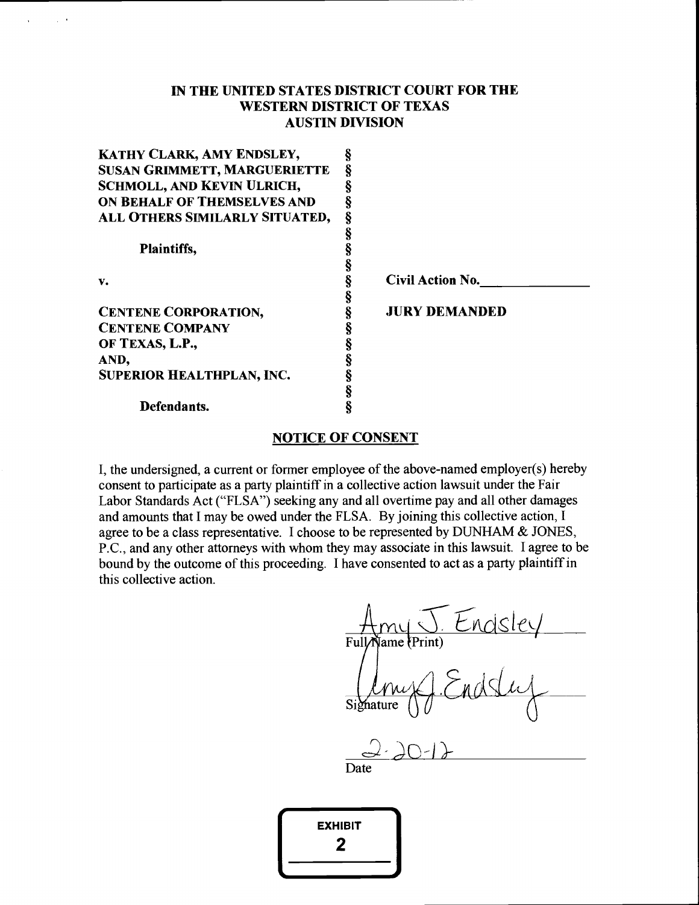**IN THE UNITED STATES DISTRICT COURT FOR THE WESTERN DISTRICT OF TEXAS AUSTIN DIVISION**

| | | |
|---|---|---|
| **KATHY CLARK, AMY ENDSLEY, SUSAN GRIMMETT, MARGUERIETTE SCHMOLL, AND KEVIN ULRICH, ON BEHALF OF THEMSELVES AND ALL OTHERS SIMILARLY SITUATED,** | § | |
| **Plaintiffs,** | § | |
| **v.** | § | **Civil Action No.\_\_\_\_\_\_\_\_\_\_** |
| **CENTENE CORPORATION, CENTENE COMPANY OF TEXAS, L.P., AND, SUPERIOR HEALTHPLAN, INC.** | § | **JURY DEMANDED** |
| **Defendants.** | § | |

## NOTICE OF CONSENT

I, the undersigned, a current or former employee of the above-named employer(s) hereby consent to participate as a party plaintiff in a collective action lawsuit under the Fair Labor Standards Act ("FLSA") seeking any and all overtime pay and all other damages and amounts that I may be owed under the FLSA. By joining this collective action, I agree to be a class representative. I choose to be represented by DUNHAM & JONES, P.C., and any other attorneys with whom they may associate in this lawsuit. I agree to be bound by the outcome of this proceeding. I have consented to act as a party plaintiff in this collective action.

Amy J. Endsley
Full Name (Print)

Amy J. Endsley
Signature

2-20-12
Date

EXHIBIT 2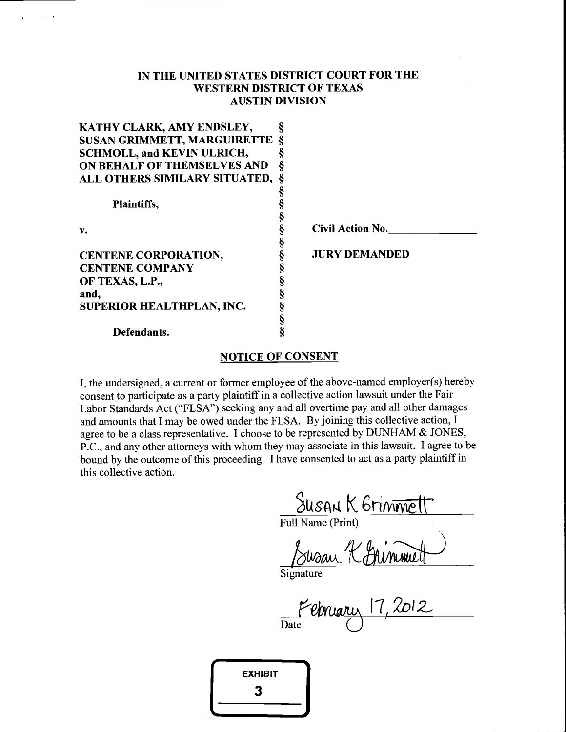# IN THE UNITED STATES DISTRICT COURT FOR THE WESTERN DISTRICT OF TEXAS AUSTIN DIVISION

| | | |
|---|---|---|
| **KATHY CLARK, AMY ENDSLEY, SUSAN GRIMMETT, MARGUIRETTE SCHMOLL, and KEVIN ULRICH, ON BEHALF OF THEMSELVES AND ALL OTHERS SIMILARY SITUATED,** | § | |
| **Plaintiffs,** | § | |
| **v.** | § | **Civil Action No.\_\_\_\_\_\_\_\_\_\_** |
| **CENTENE CORPORATION, CENTENE COMPANY OF TEXAS, L.P., and, SUPERIOR HEALTHPLAN, INC.** | § | **JURY DEMANDED** |
| **Defendants.** | § | |

## NOTICE OF CONSENT

I, the undersigned, a current or former employee of the above-named employer(s) hereby consent to participate as a party plaintiff in a collective action lawsuit under the Fair Labor Standards Act ("FLSA") seeking any and all overtime pay and all other damages and amounts that I may be owed under the FLSA. By joining this collective action, I agree to be a class representative. I choose to be represented by DUNHAM & JONES, P.C., and any other attorneys with whom they may associate in this lawsuit. I agree to be bound by the outcome of this proceeding. I have consented to act as a party plaintiff in this collective action.

Susan K Grimmett
Full Name (Print)

Susan K Grimmett
Signature

February 17, 2012
Date

**EXHIBIT 3**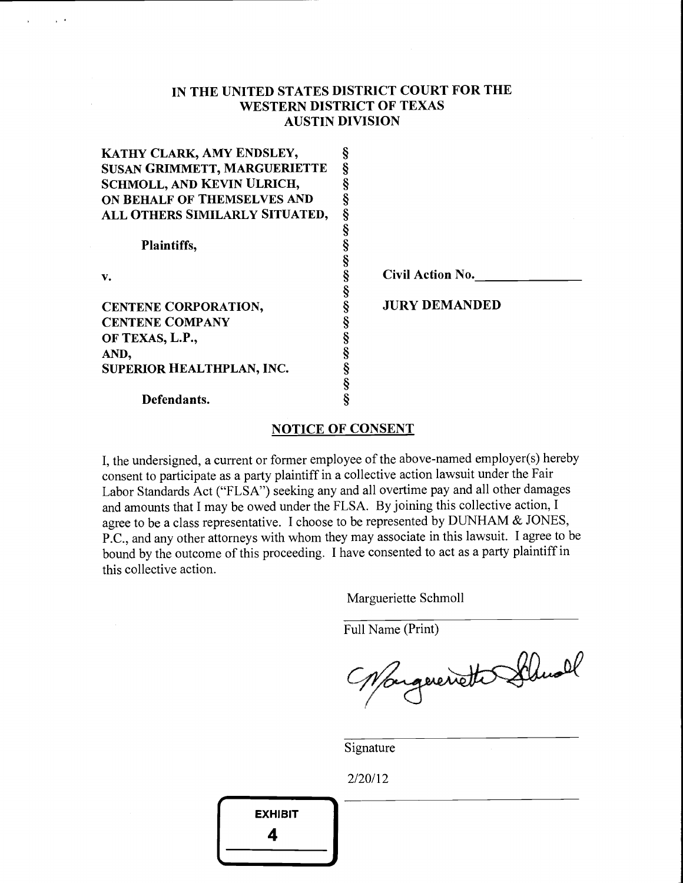**IN THE UNITED STATES DISTRICT COURT FOR THE**
**WESTERN DISTRICT OF TEXAS**
**AUSTIN DIVISION**

| | | |
|---|---|---|
| **KATHY CLARK, AMY ENDSLEY, SUSAN GRIMMETT, MARGUERIETTE SCHMOLL, AND KEVIN ULRICH, ON BEHALF OF THEMSELVES AND ALL OTHERS SIMILARLY SITUATED,** | § | |
| **Plaintiffs,** | § | |
| **v.** | § | **Civil Action No.\_\_\_\_\_\_\_\_\_\_** |
| **CENTENE CORPORATION, CENTENE COMPANY OF TEXAS, L.P., AND, SUPERIOR HEALTHPLAN, INC.** | § | **JURY DEMANDED** |
| **Defendants.** | § | |

**NOTICE OF CONSENT**

I, the undersigned, a current or former employee of the above-named employer(s) hereby consent to participate as a party plaintiff in a collective action lawsuit under the Fair Labor Standards Act ("FLSA") seeking any and all overtime pay and all other damages and amounts that I may be owed under the FLSA. By joining this collective action, I agree to be a class representative. I choose to be represented by DUNHAM & JONES, P.C., and any other attorneys with whom they may associate in this lawsuit. I agree to be bound by the outcome of this proceeding. I have consented to act as a party plaintiff in this collective action.

Margueriette Schmoll

Full Name (Print)

[Signature]

Signature

2/20/12

**EXHIBIT**
**4**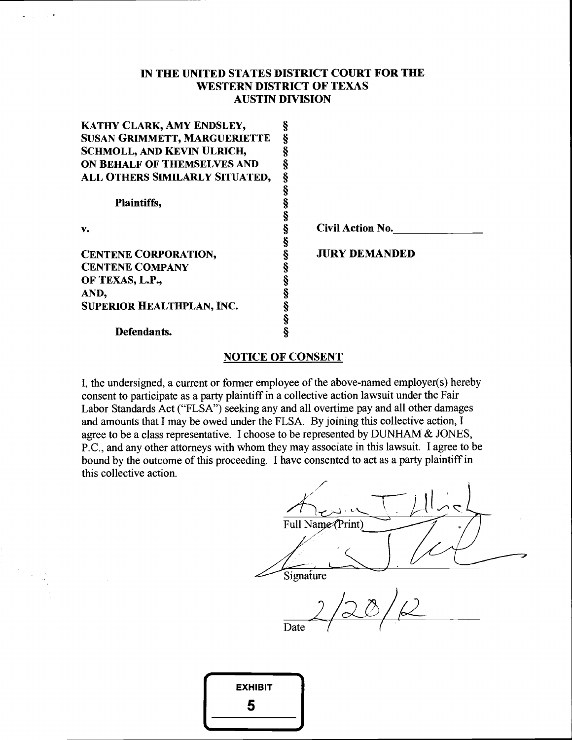**IN THE UNITED STATES DISTRICT COURT FOR THE**
**WESTERN DISTRICT OF TEXAS**
**AUSTIN DIVISION**

| | | |
|---|---|---|
| **KATHY CLARK, AMY ENDSLEY, SUSAN GRIMMETT, MARGUERIETTE SCHMOLL, AND KEVIN ULRICH, ON BEHALF OF THEMSELVES AND ALL OTHERS SIMILARLY SITUATED,** | § | |
| **Plaintiffs,** | § | |
| **v.** | § | **Civil Action No.________** |
| **CENTENE CORPORATION, CENTENE COMPANY OF TEXAS, L.P., AND, SUPERIOR HEALTHPLAN, INC.** | § | **JURY DEMANDED** |
| **Defendants.** | § | |

**NOTICE OF CONSENT**

I, the undersigned, a current or former employee of the above-named employer(s) hereby consent to participate as a party plaintiff in a collective action lawsuit under the Fair Labor Standards Act ("FLSA") seeking any and all overtime pay and all other damages and amounts that I may be owed under the FLSA. By joining this collective action, I agree to be a class representative. I choose to be represented by DUNHAM & JONES, P.C., and any other attorneys with whom they may associate in this lawsuit. I agree to be bound by the outcome of this proceeding. I have consented to act as a party plaintiff in this collective action.

Kevin T. Ulrich
Full Name (Print)

[Signature]
Signature

2/20/12
Date

**EXHIBIT**
**5**